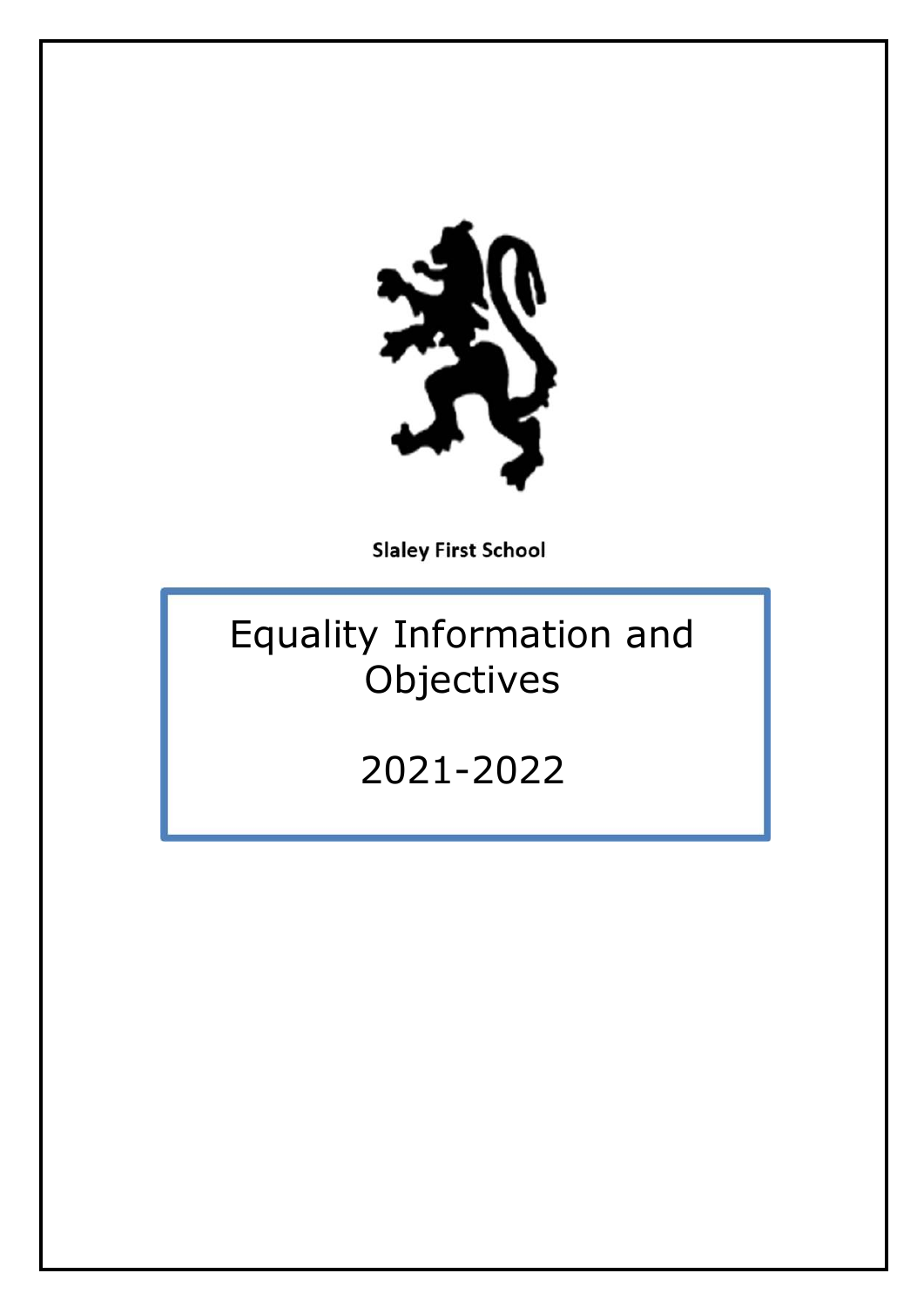**Slaley First School**

# Equality Information and Objectives

## 2021-2022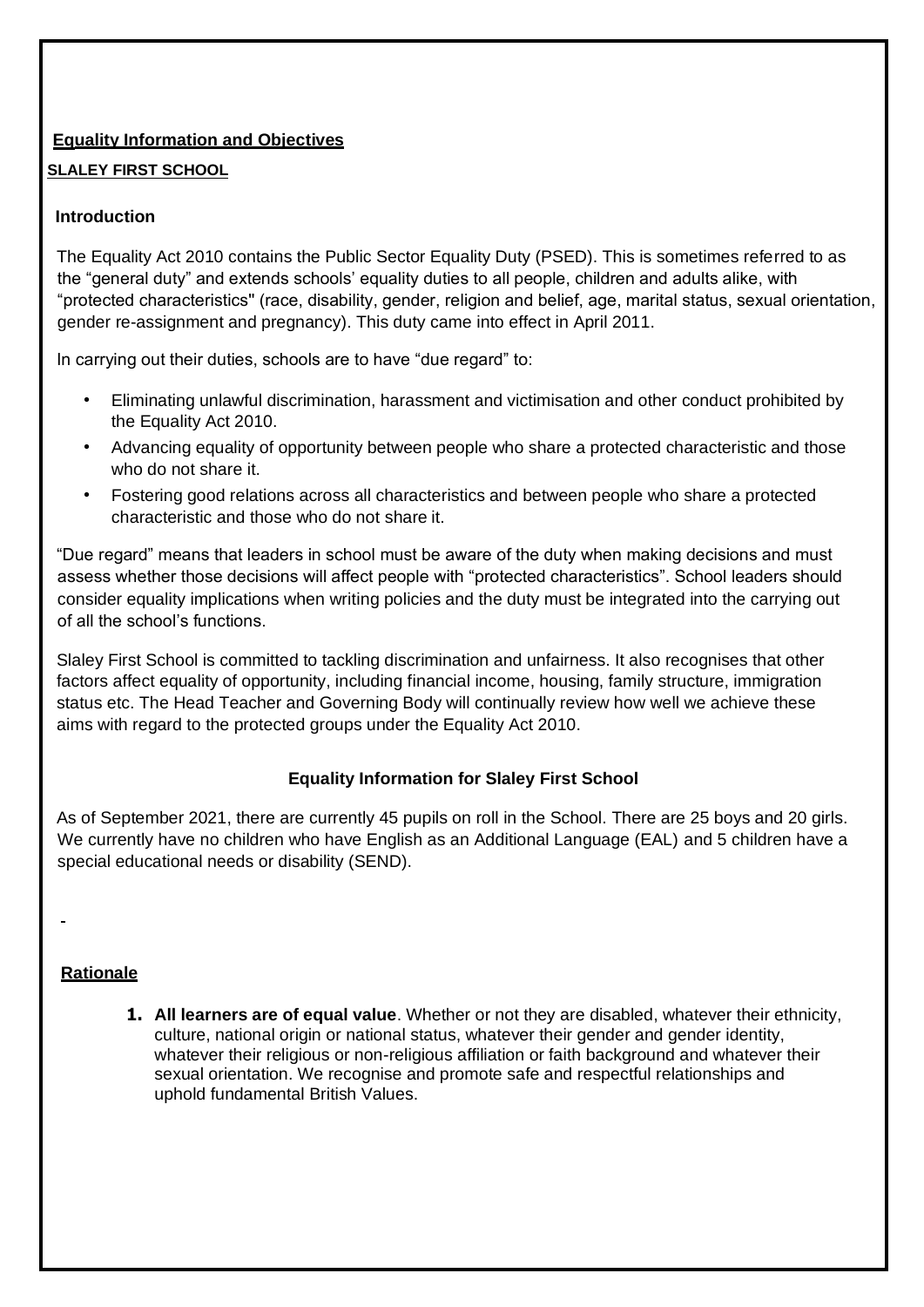## Equality Information and Objectives

### SLALEY FIRST SCHOOL

### Introduction

The Equality Act 2010 contains the Public Sector Equality Duty (PSED). This is sometimes referred to as the "general duty" and extends schools' equality duties to all people, children and adults alike, with "protected characteristics" (race, disability, gender, religion and belief, age, marital status, sexual orientation, gender re-assignment and pregnancy). This duty came into effect in April 2011.

In carrying out their duties, schools are to have "due regard" to:

- Eliminating unlawful discrimination, harassment and victimisation and other conduct prohibited by the Equality Act 2010.
- Advancing equality of opportunity between people who share a protected characteristic and those who do not share it.
- Fostering good relations across all characteristics and between people who share a protected characteristic and those who do not share it.

"Due regard" means that leaders in school must be aware of the duty when making decisions and must assess whether those decisions will affect people with "protected characteristics". School leaders should consider equality implications when writing policies and the duty must be integrated into the carrying out of all the school's functions.

Slaley First School is committed to tackling discrimination and unfairness. It also recognises that other factors affect equality of opportunity, including financial income, housing, family structure, immigration status etc. The Head Teacher and Governing Body will continually review how well we achieve these aims with regard to the protected groups under the Equality Act 2010.

### Equality Information for Slaley First School

As of September 2021, there are currently 45 pupils on roll in the School. There are 25 boys and 20 girls. We currently have no children who have English as an Additional Language (EAL) and 5 children have a special educational needs or disability (SEND).

-

### Rationale

1. **All learners are of equal value**. Whether or not they are disabled, whatever their ethnicity, culture, national origin or national status, whatever their gender and gender identity, whatever their religious or non-religious affiliation or faith background and whatever their sexual orientation. We recognise and promote safe and respectful relationships and uphold fundamental British Values.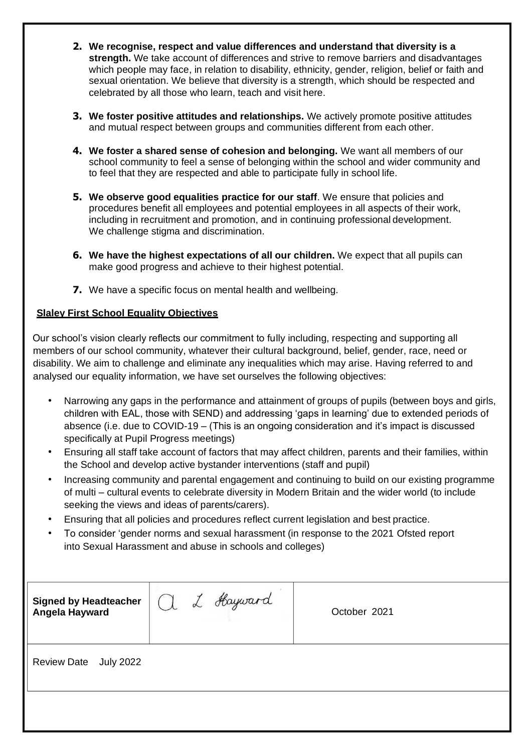2. **We recognise, respect and value differences and understand that diversity is a strength.** We take account of differences and strive to remove barriers and disadvantages which people may face, in relation to disability, ethnicity, gender, religion, belief or faith and sexual orientation. We believe that diversity is a strength, which should be respected and celebrated by all those who learn, teach and visit here.

3. **We foster positive attitudes and relationships.** We actively promote positive attitudes and mutual respect between groups and communities different from each other.

4. **We foster a shared sense of cohesion and belonging.** We want all members of our school community to feel a sense of belonging within the school and wider community and to feel that they are respected and able to participate fully in school life.

5. **We observe good equalities practice for our staff**. We ensure that policies and procedures benefit all employees and potential employees in all aspects of their work, including in recruitment and promotion, and in continuing professional development. We challenge stigma and discrimination.

6. **We have the highest expectations of all our children.** We expect that all pupils can make good progress and achieve to their highest potential.

7. We have a specific focus on mental health and wellbeing.

**Slaley First School Equality Objectives**

Our school's vision clearly reflects our commitment to fully including, respecting and supporting all members of our school community, whatever their cultural background, belief, gender, race, need or disability. We aim to challenge and eliminate any inequalities which may arise. Having referred to and analysed our equality information, we have set ourselves the following objectives:

- Narrowing any gaps in the performance and attainment of groups of pupils (between boys and girls, children with EAL, those with SEND) and addressing 'gaps in learning' due to extended periods of absence (i.e. due to COVID-19 – (This is an ongoing consideration and it's impact is discussed specifically at Pupil Progress meetings)
- Ensuring all staff take account of factors that may affect children, parents and their families, within the School and develop active bystander interventions (staff and pupil)
- Increasing community and parental engagement and continuing to build on our existing programme of multi – cultural events to celebrate diversity in Modern Britain and the wider world (to include seeking the views and ideas of parents/carers).
- Ensuring that all policies and procedures reflect current legislation and best practice.
- To consider 'gender norms and sexual harassment (in response to the 2021 Ofsted report into Sexual Harassment and abuse in schools and colleges)

| | | |
|---|---|---|
| **Signed by Headteacher Angela Hayward** | A L Hayward | October 2021 |
| Review Date July 2022 | | |